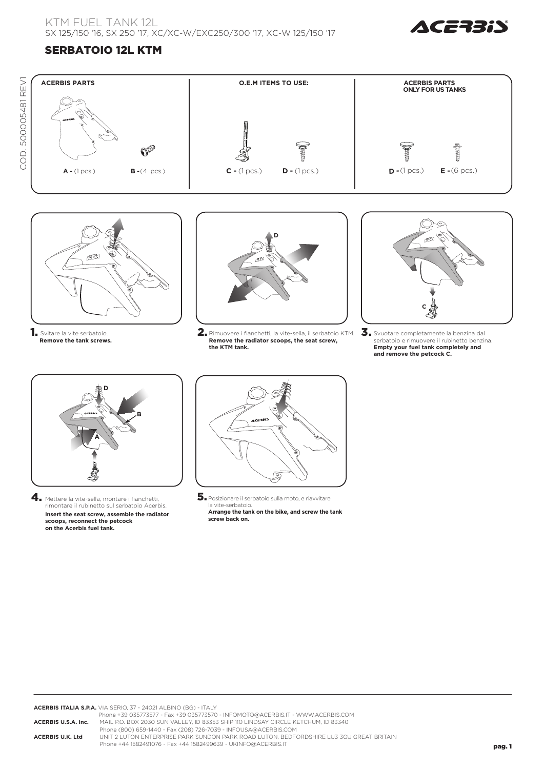# KTM FUEL TANK 12L

SX 125/150 '16, SX 250 '17, XC/XC-W/EXC250/300 '17, XC-W 125/150 '17

## SERBATOIO 12L KTM

COD. 500005481 REV1

| ACERBIS PARTS | | O.E.M ITEMS TO USE: | | ACERBIS PARTS ONLY FOR US TANKS | |
|---|---|---|---|---|---|
| A - (1 pcs.) | B - (4 pcs.) | C - (1 pcs.) | D - (1 pcs.) | D - (1 pcs.) | E - (6 pcs.) |

1. Svitare la vite serbatoio.
**Remove the tank screws.**

2. Rimuovere i fianchetti, la vite-sella, il serbatoio KTM.
**Remove the radiator scoops, the seat screw, the KTM tank.**

3. Svuotare completamente la benzina dal serbatoio e rimuovere il rubinetto benzina.
**Empty your fuel tank completely and and remove the petcock C.**

4. Mettere la vite-sella, montare i fianchetti, rimontare il rubinetto sul serbatoio Acerbis.
**Insert the seat screw, assemble the radiator scoops, reconnect the petcock on the Acerbis fuel tank.**

5. Posizionare il serbatoio sulla moto, e riavvitare la vite-serbatoio.
**Arrange the tank on the bike, and screw the tank screw back on.**

**ACERBIS ITALIA S.P.A.** VIA SERIO, 37 - 24021 ALBINO (BG) - ITALY
Phone +39 035773577 - Fax +39 035773570 - INFOMOTO@ACERBIS.IT - WWW.ACERBIS.COM

**ACERBIS U.S.A. Inc.** MAIL P.O. BOX 2030 SUN VALLEY, ID 83353 SHIP 110 LINDSAY CIRCLE KETCHUM, ID 83340
Phone (800) 659-1440 - Fax (208) 726-7039 - INFOUSA@ACERBIS.COM

**ACERBIS U.K. Ltd** UNIT 2 LUTON ENTERPRISE PARK SUNDON PARK ROAD LUTON, BEDFORDSHIRE LU3 3GU GREAT BRITAIN
Phone +44 1582491076 - Fax +44 1582499639 - UKINFO@ACERBIS.IT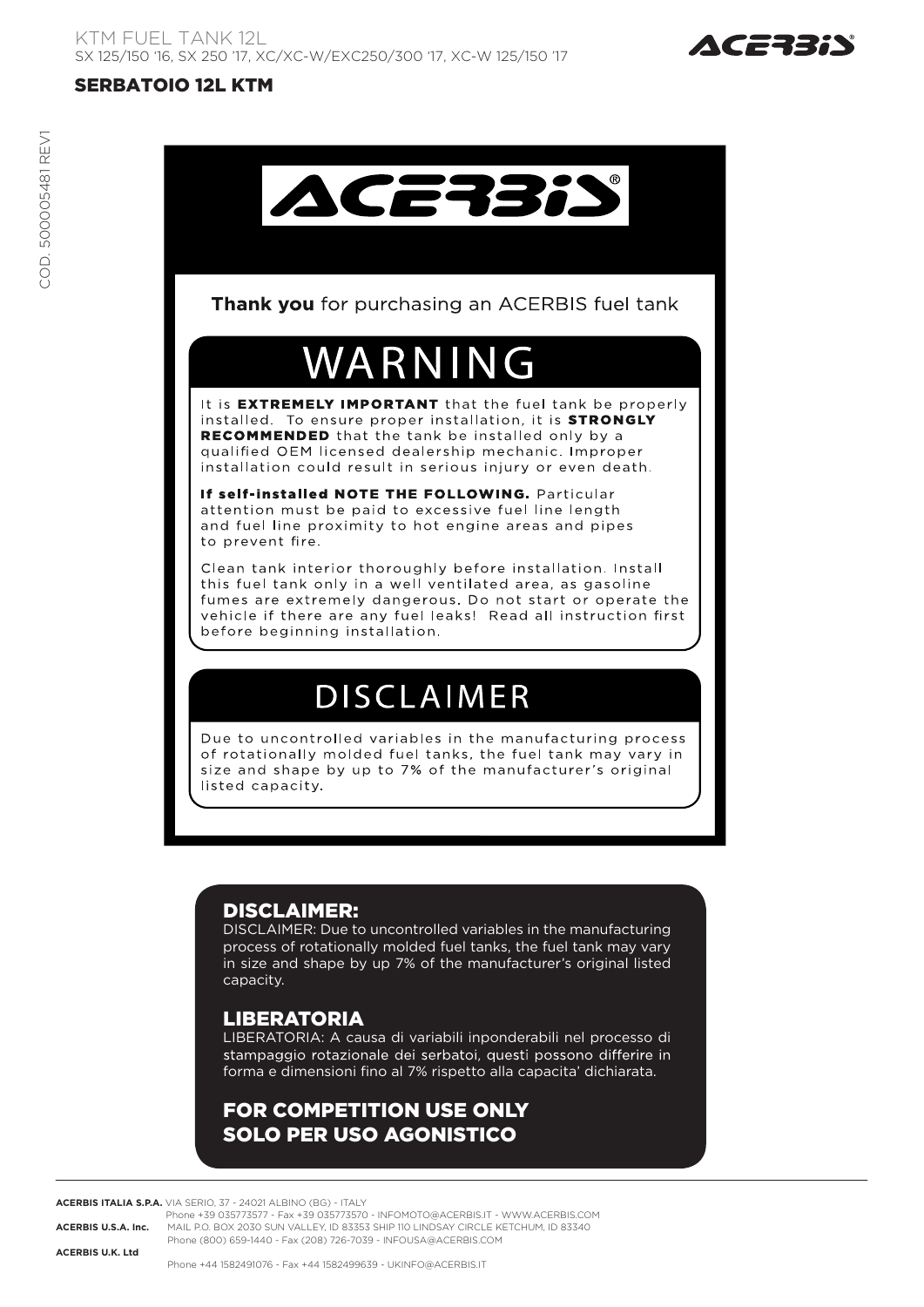KTM FUEL TANK 12L
SX 125/150 '16, SX 250 '17, XC/XC-W/EXC250/300 '17, XC-W 125/150 '17

## SERBATOIO 12L KTM

COD. 500005481 REV1

ACERBIS®

**Thank you** for purchasing an ACERBIS fuel tank

# WARNING

It is **EXTREMELY IMPORTANT** that the fuel tank be properly installed. To ensure proper installation, it is **STRONGLY RECOMMENDED** that the tank be installed only by a qualified OEM licensed dealership mechanic. Improper installation could result in serious injury or even death.

**If self-installed NOTE THE FOLLOWING.** Particular attention must be paid to excessive fuel line length and fuel line proximity to hot engine areas and pipes to prevent fire.

Clean tank interior thoroughly before installation. Install this fuel tank only in a well ventilated area, as gasoline fumes are extremely dangerous. Do not start or operate the vehicle if there are any fuel leaks! Read all instruction first before beginning installation.

# DISCLAIMER

Due to uncontrolled variables in the manufacturing process of rotationally molded fuel tanks, the fuel tank may vary in size and shape by up to 7% of the manufacturer's original listed capacity.

## DISCLAIMER:

DISCLAIMER: Due to uncontrolled variables in the manufacturing process of rotationally molded fuel tanks, the fuel tank may vary in size and shape by up 7% of the manufacturer's original listed capacity.

## LIBERATORIA

LIBERATORIA: A causa di variabili inponderabili nel processo di stampaggio rotazionale dei serbatoi, questi possono differire in forma e dimensioni fino al 7% rispetto alla capacita' dichiarata.

## FOR COMPETITION USE ONLY
## SOLO PER USO AGONISTICO

**ACERBIS ITALIA S.P.A.** VIA SERIO, 37 - 24021 ALBINO (BG) - ITALY
Phone +39 035773577 - Fax +39 035773570 - INFOMOTO@ACERBIS.IT - WWW.ACERBIS.COM

**ACERBIS U.S.A. Inc.** MAIL P.O. BOX 2030 SUN VALLEY, ID 83353 SHIP 110 LINDSAY CIRCLE KETCHUM, ID 83340
Phone (800) 659-1440 - Fax (208) 726-7039 - INFOUSA@ACERBIS.COM

**ACERBIS U.K. Ltd**
Phone +44 1582491076 - Fax +44 1582499639 - UKINFO@ACERBIS.IT